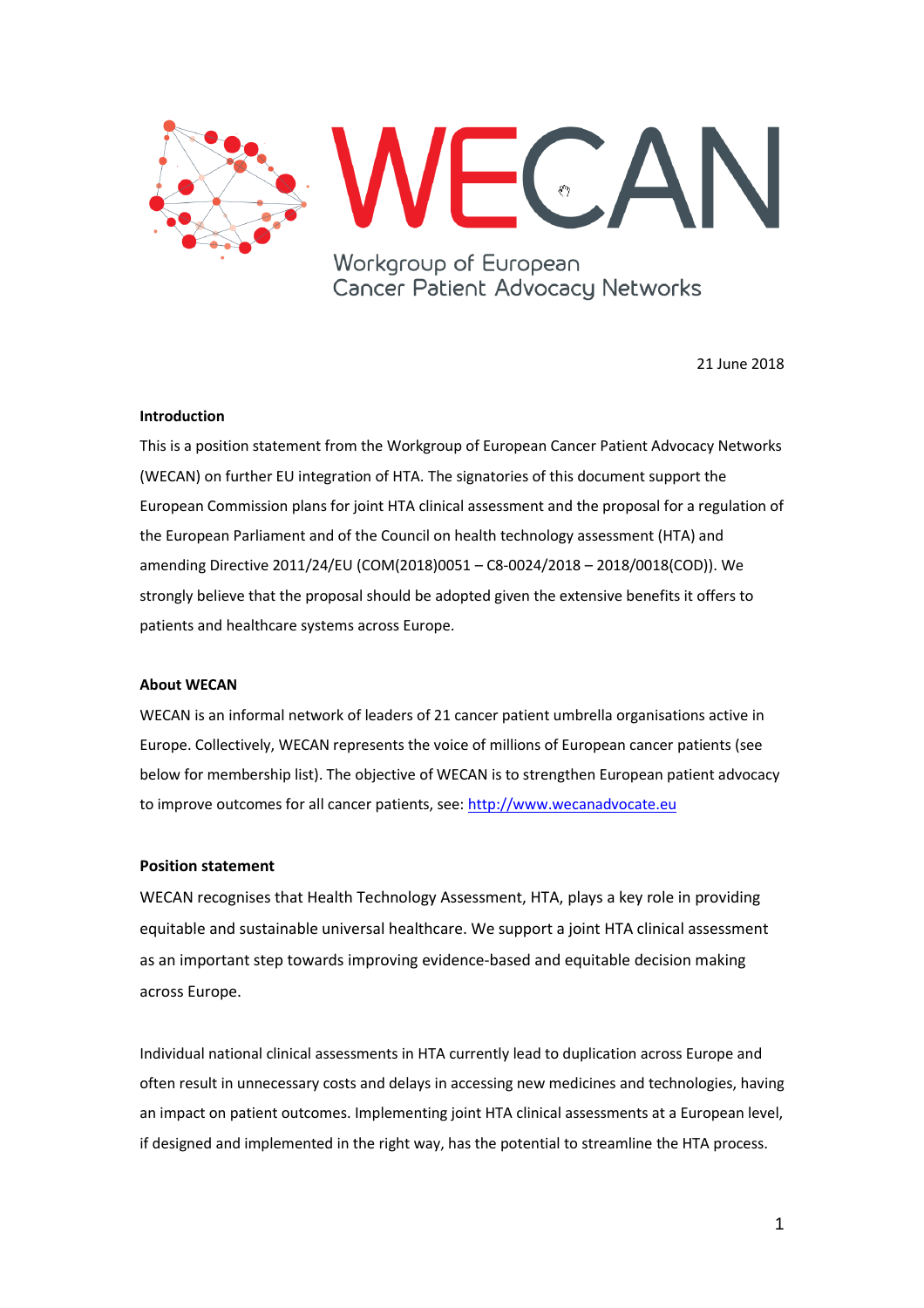# WECAN

Workgroup of European Cancer Patient Advocacy Networks

21 June 2018

**Introduction**

This is a position statement from the Workgroup of European Cancer Patient Advocacy Networks (WECAN) on further EU integration of HTA. The signatories of this document support the European Commission plans for joint HTA clinical assessment and the proposal for a regulation of the European Parliament and of the Council on health technology assessment (HTA) and amending Directive 2011/24/EU (COM(2018)0051 – C8-0024/2018 – 2018/0018(COD)). We strongly believe that the proposal should be adopted given the extensive benefits it offers to patients and healthcare systems across Europe.

**About WECAN**

WECAN is an informal network of leaders of 21 cancer patient umbrella organisations active in Europe. Collectively, WECAN represents the voice of millions of European cancer patients (see below for membership list). The objective of WECAN is to strengthen European patient advocacy to improve outcomes for all cancer patients, see: [http://www.wecanadvocate.eu](http://www.wecanadvocate.eu)

**Position statement**

WECAN recognises that Health Technology Assessment, HTA, plays a key role in providing equitable and sustainable universal healthcare. We support a joint HTA clinical assessment as an important step towards improving evidence-based and equitable decision making across Europe.

Individual national clinical assessments in HTA currently lead to duplication across Europe and often result in unnecessary costs and delays in accessing new medicines and technologies, having an impact on patient outcomes. Implementing joint HTA clinical assessments at a European level, if designed and implemented in the right way, has the potential to streamline the HTA process.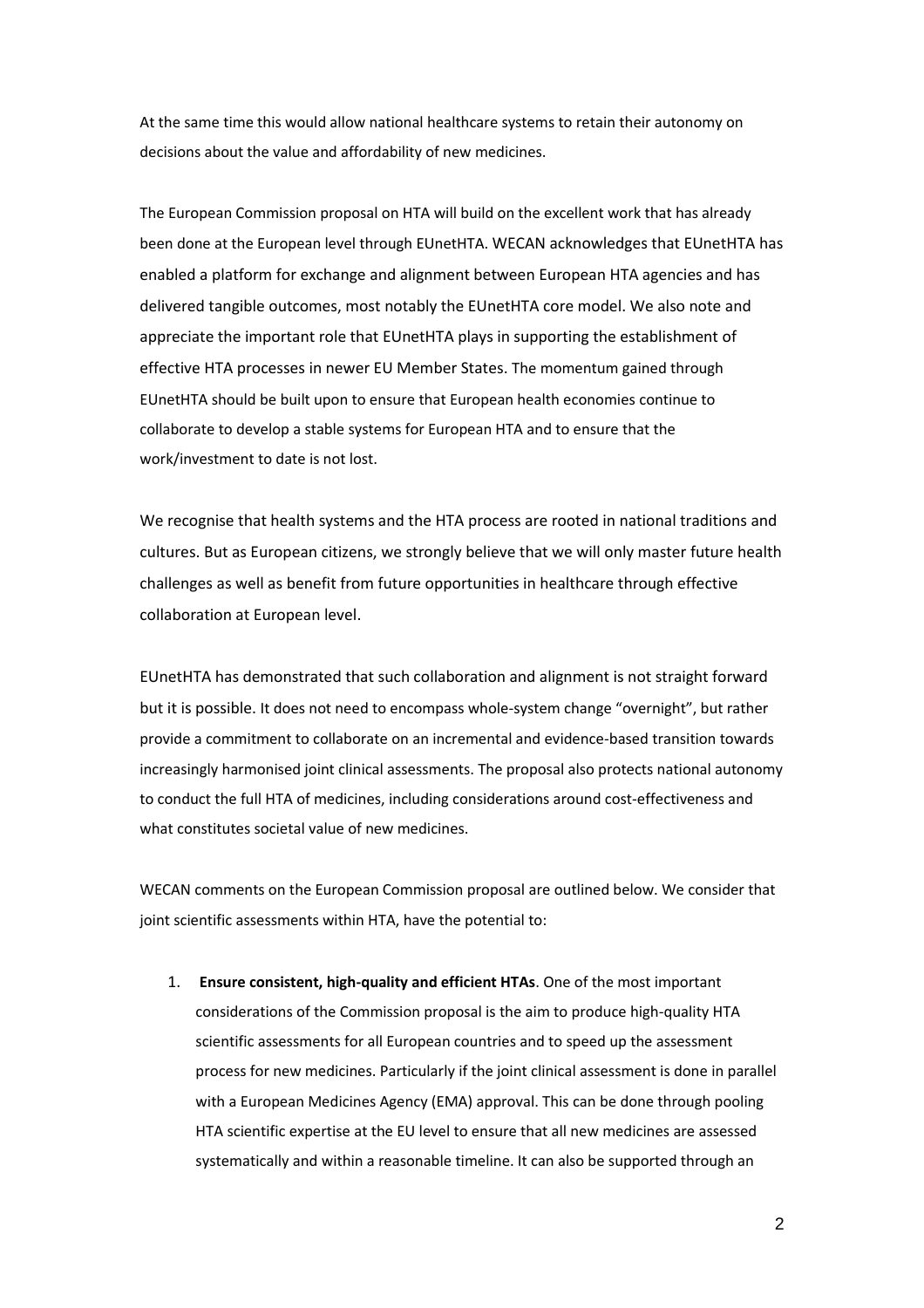At the same time this would allow national healthcare systems to retain their autonomy on decisions about the value and affordability of new medicines.

The European Commission proposal on HTA will build on the excellent work that has already been done at the European level through EUnetHTA. WECAN acknowledges that EUnetHTA has enabled a platform for exchange and alignment between European HTA agencies and has delivered tangible outcomes, most notably the EUnetHTA core model. We also note and appreciate the important role that EUnetHTA plays in supporting the establishment of effective HTA processes in newer EU Member States. The momentum gained through EUnetHTA should be built upon to ensure that European health economies continue to collaborate to develop a stable systems for European HTA and to ensure that the work/investment to date is not lost.

We recognise that health systems and the HTA process are rooted in national traditions and cultures. But as European citizens, we strongly believe that we will only master future health challenges as well as benefit from future opportunities in healthcare through effective collaboration at European level.

EUnetHTA has demonstrated that such collaboration and alignment is not straight forward but it is possible. It does not need to encompass whole-system change "overnight", but rather provide a commitment to collaborate on an incremental and evidence-based transition towards increasingly harmonised joint clinical assessments. The proposal also protects national autonomy to conduct the full HTA of medicines, including considerations around cost-effectiveness and what constitutes societal value of new medicines.

WECAN comments on the European Commission proposal are outlined below. We consider that joint scientific assessments within HTA, have the potential to:

1. **Ensure consistent, high-quality and efficient HTAs**. One of the most important considerations of the Commission proposal is the aim to produce high-quality HTA scientific assessments for all European countries and to speed up the assessment process for new medicines. Particularly if the joint clinical assessment is done in parallel with a European Medicines Agency (EMA) approval. This can be done through pooling HTA scientific expertise at the EU level to ensure that all new medicines are assessed systematically and within a reasonable timeline. It can also be supported through an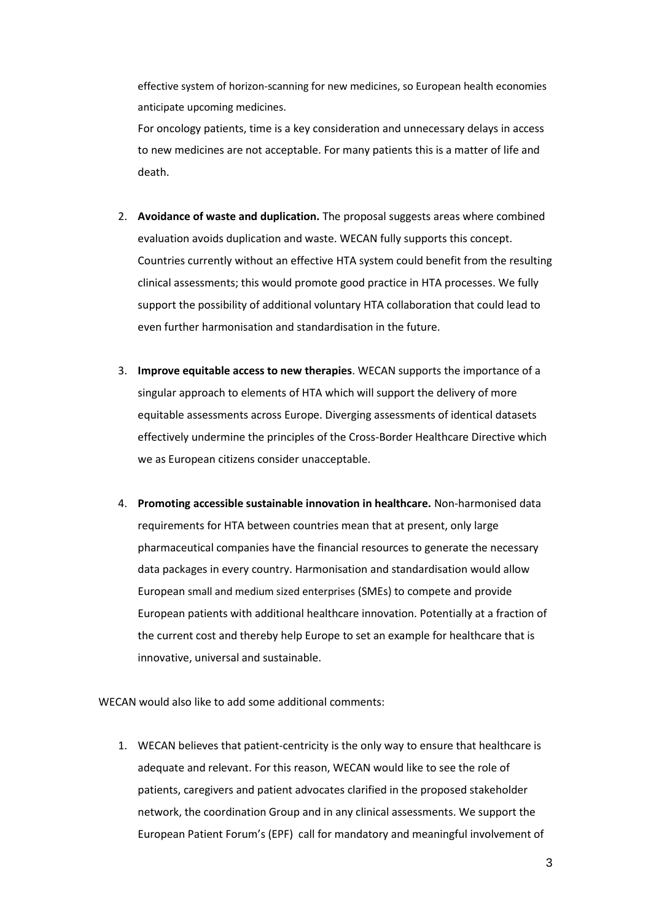effective system of horizon-scanning for new medicines, so European health economies anticipate upcoming medicines.

For oncology patients, time is a key consideration and unnecessary delays in access to new medicines are not acceptable. For many patients this is a matter of life and death.

2. **Avoidance of waste and duplication.** The proposal suggests areas where combined evaluation avoids duplication and waste. WECAN fully supports this concept. Countries currently without an effective HTA system could benefit from the resulting clinical assessments; this would promote good practice in HTA processes. We fully support the possibility of additional voluntary HTA collaboration that could lead to even further harmonisation and standardisation in the future.

3. **Improve equitable access to new therapies**. WECAN supports the importance of a singular approach to elements of HTA which will support the delivery of more equitable assessments across Europe. Diverging assessments of identical datasets effectively undermine the principles of the Cross-Border Healthcare Directive which we as European citizens consider unacceptable.

4. **Promoting accessible sustainable innovation in healthcare.** Non-harmonised data requirements for HTA between countries mean that at present, only large pharmaceutical companies have the financial resources to generate the necessary data packages in every country. Harmonisation and standardisation would allow European small and medium sized enterprises (SMEs) to compete and provide European patients with additional healthcare innovation. Potentially at a fraction of the current cost and thereby help Europe to set an example for healthcare that is innovative, universal and sustainable.

WECAN would also like to add some additional comments:

1. WECAN believes that patient-centricity is the only way to ensure that healthcare is adequate and relevant. For this reason, WECAN would like to see the role of patients, caregivers and patient advocates clarified in the proposed stakeholder network, the coordination Group and in any clinical assessments. We support the European Patient Forum's (EPF) call for mandatory and meaningful involvement of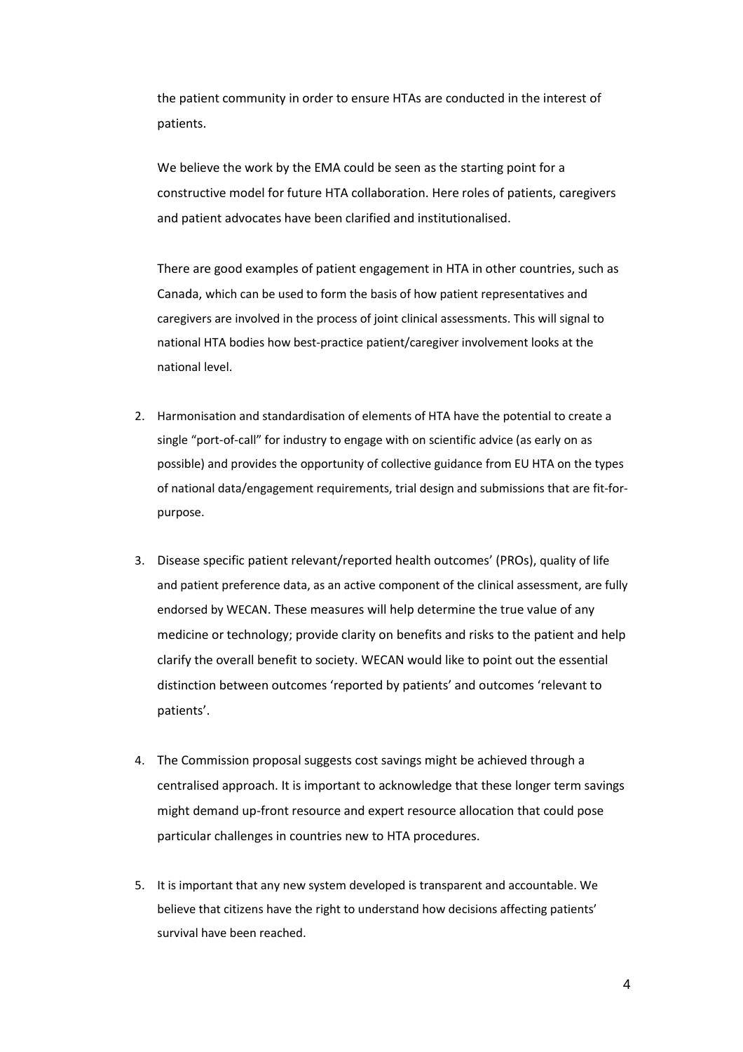the patient community in order to ensure HTAs are conducted in the interest of patients.

We believe the work by the EMA could be seen as the starting point for a constructive model for future HTA collaboration. Here roles of patients, caregivers and patient advocates have been clarified and institutionalised.

There are good examples of patient engagement in HTA in other countries, such as Canada, which can be used to form the basis of how patient representatives and caregivers are involved in the process of joint clinical assessments. This will signal to national HTA bodies how best-practice patient/caregiver involvement looks at the national level.

2. Harmonisation and standardisation of elements of HTA have the potential to create a single "port-of-call" for industry to engage with on scientific advice (as early on as possible) and provides the opportunity of collective guidance from EU HTA on the types of national data/engagement requirements, trial design and submissions that are fit-for-purpose.

3. Disease specific patient relevant/reported health outcomes' (PROs), quality of life and patient preference data, as an active component of the clinical assessment, are fully endorsed by WECAN. These measures will help determine the true value of any medicine or technology; provide clarity on benefits and risks to the patient and help clarify the overall benefit to society. WECAN would like to point out the essential distinction between outcomes 'reported by patients' and outcomes 'relevant to patients'.

4. The Commission proposal suggests cost savings might be achieved through a centralised approach. It is important to acknowledge that these longer term savings might demand up-front resource and expert resource allocation that could pose particular challenges in countries new to HTA procedures.

5. It is important that any new system developed is transparent and accountable. We believe that citizens have the right to understand how decisions affecting patients' survival have been reached.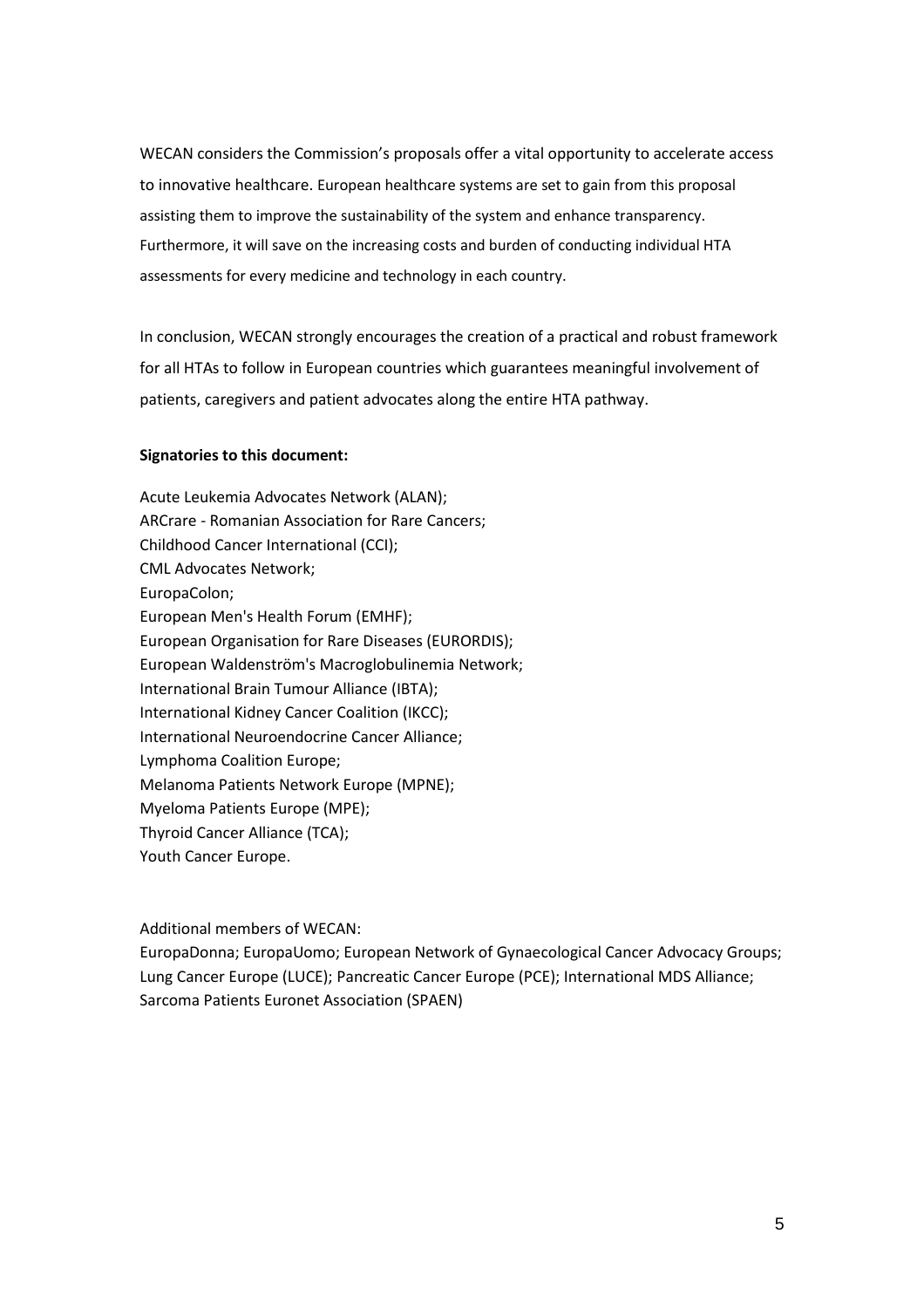WECAN considers the Commission's proposals offer a vital opportunity to accelerate access to innovative healthcare. European healthcare systems are set to gain from this proposal assisting them to improve the sustainability of the system and enhance transparency. Furthermore, it will save on the increasing costs and burden of conducting individual HTA assessments for every medicine and technology in each country.

In conclusion, WECAN strongly encourages the creation of a practical and robust framework for all HTAs to follow in European countries which guarantees meaningful involvement of patients, caregivers and patient advocates along the entire HTA pathway.

**Signatories to this document:**

Acute Leukemia Advocates Network (ALAN);
ARCrare - Romanian Association for Rare Cancers;
Childhood Cancer International (CCI);
CML Advocates Network;
EuropaColon;
European Men's Health Forum (EMHF);
European Organisation for Rare Diseases (EURORDIS);
European Waldenström's Macroglobulinemia Network;
International Brain Tumour Alliance (IBTA);
International Kidney Cancer Coalition (IKCC);
International Neuroendocrine Cancer Alliance;
Lymphoma Coalition Europe;
Melanoma Patients Network Europe (MPNE);
Myeloma Patients Europe (MPE);
Thyroid Cancer Alliance (TCA);
Youth Cancer Europe.

Additional members of WECAN:
EuropaDonna; EuropaUomo; European Network of Gynaecological Cancer Advocacy Groups; Lung Cancer Europe (LUCE); Pancreatic Cancer Europe (PCE); International MDS Alliance; Sarcoma Patients Euronet Association (SPAEN)